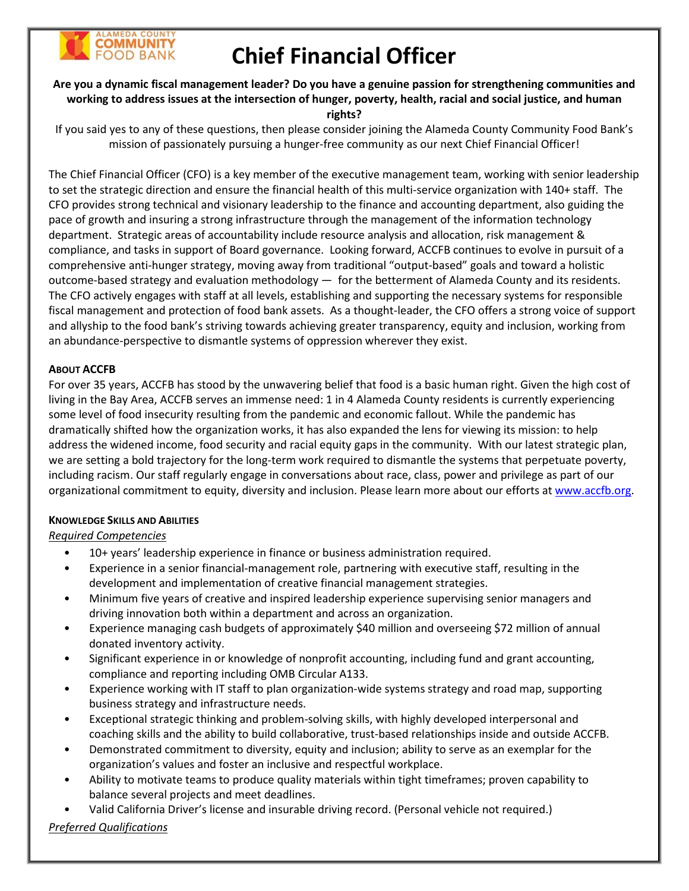ALAMEDA COUNTY COMMUNITY FOOD BANK

# Chief Financial Officer

**Are you a dynamic fiscal management leader? Do you have a genuine passion for strengthening communities and working to address issues at the intersection of hunger, poverty, health, racial and social justice, and human rights?**

If you said yes to any of these questions, then please consider joining the Alameda County Community Food Bank's mission of passionately pursuing a hunger-free community as our next Chief Financial Officer!

The Chief Financial Officer (CFO) is a key member of the executive management team, working with senior leadership to set the strategic direction and ensure the financial health of this multi-service organization with 140+ staff. The CFO provides strong technical and visionary leadership to the finance and accounting department, also guiding the pace of growth and insuring a strong infrastructure through the management of the information technology department. Strategic areas of accountability include resource analysis and allocation, risk management & compliance, and tasks in support of Board governance. Looking forward, ACCFB continues to evolve in pursuit of a comprehensive anti-hunger strategy, moving away from traditional "output-based" goals and toward a holistic outcome-based strategy and evaluation methodology — for the betterment of Alameda County and its residents. The CFO actively engages with staff at all levels, establishing and supporting the necessary systems for responsible fiscal management and protection of food bank assets. As a thought-leader, the CFO offers a strong voice of support and allyship to the food bank's striving towards achieving greater transparency, equity and inclusion, working from an abundance-perspective to dismantle systems of oppression wherever they exist.

#### About ACCFB

For over 35 years, ACCFB has stood by the unwavering belief that food is a basic human right. Given the high cost of living in the Bay Area, ACCFB serves an immense need: 1 in 4 Alameda County residents is currently experiencing some level of food insecurity resulting from the pandemic and economic fallout. While the pandemic has dramatically shifted how the organization works, it has also expanded the lens for viewing its mission: to help address the widened income, food security and racial equity gaps in the community. With our latest strategic plan, we are setting a bold trajectory for the long-term work required to dismantle the systems that perpetuate poverty, including racism. Our staff regularly engage in conversations about race, class, power and privilege as part of our organizational commitment to equity, diversity and inclusion. Please learn more about our efforts at www.accfb.org.

#### Knowledge Skills and Abilities

*Required Competencies*

- 10+ years' leadership experience in finance or business administration required.
- Experience in a senior financial-management role, partnering with executive staff, resulting in the development and implementation of creative financial management strategies.
- Minimum five years of creative and inspired leadership experience supervising senior managers and driving innovation both within a department and across an organization.
- Experience managing cash budgets of approximately $40 million and overseeing $72 million of annual donated inventory activity.
- Significant experience in or knowledge of nonprofit accounting, including fund and grant accounting, compliance and reporting including OMB Circular A133.
- Experience working with IT staff to plan organization-wide systems strategy and road map, supporting business strategy and infrastructure needs.
- Exceptional strategic thinking and problem-solving skills, with highly developed interpersonal and coaching skills and the ability to build collaborative, trust-based relationships inside and outside ACCFB.
- Demonstrated commitment to diversity, equity and inclusion; ability to serve as an exemplar for the organization's values and foster an inclusive and respectful workplace.
- Ability to motivate teams to produce quality materials within tight timeframes; proven capability to balance several projects and meet deadlines.
- Valid California Driver's license and insurable driving record. (Personal vehicle not required.)

*Preferred Qualifications*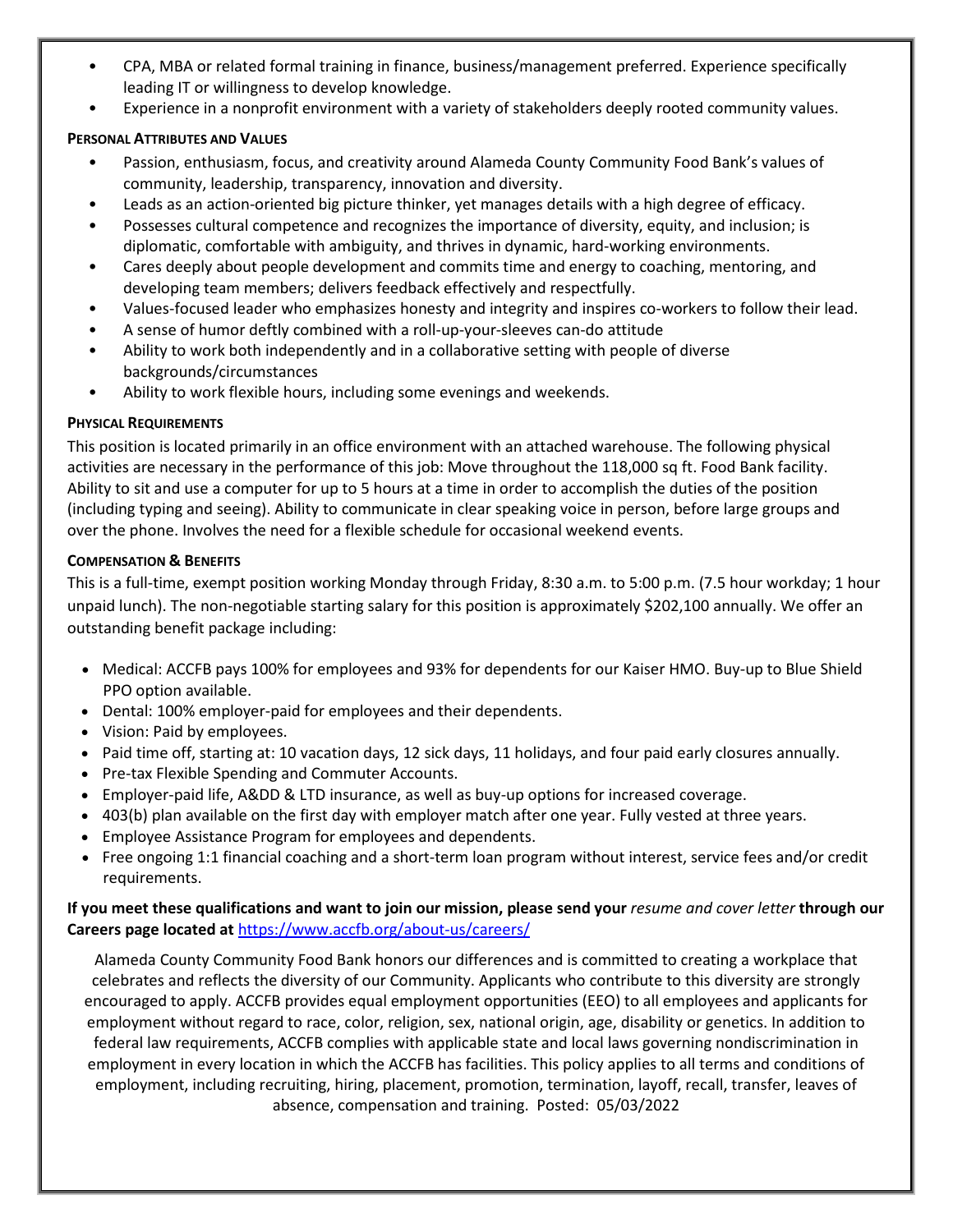- CPA, MBA or related formal training in finance, business/management preferred. Experience specifically leading IT or willingness to develop knowledge.
- Experience in a nonprofit environment with a variety of stakeholders deeply rooted community values.

**PERSONAL ATTRIBUTES AND VALUES**

- Passion, enthusiasm, focus, and creativity around Alameda County Community Food Bank's values of community, leadership, transparency, innovation and diversity.
- Leads as an action-oriented big picture thinker, yet manages details with a high degree of efficacy.
- Possesses cultural competence and recognizes the importance of diversity, equity, and inclusion; is diplomatic, comfortable with ambiguity, and thrives in dynamic, hard-working environments.
- Cares deeply about people development and commits time and energy to coaching, mentoring, and developing team members; delivers feedback effectively and respectfully.
- Values-focused leader who emphasizes honesty and integrity and inspires co-workers to follow their lead.
- A sense of humor deftly combined with a roll-up-your-sleeves can-do attitude
- Ability to work both independently and in a collaborative setting with people of diverse backgrounds/circumstances
- Ability to work flexible hours, including some evenings and weekends.

**PHYSICAL REQUIREMENTS**

This position is located primarily in an office environment with an attached warehouse. The following physical activities are necessary in the performance of this job: Move throughout the 118,000 sq ft. Food Bank facility. Ability to sit and use a computer for up to 5 hours at a time in order to accomplish the duties of the position (including typing and seeing). Ability to communicate in clear speaking voice in person, before large groups and over the phone. Involves the need for a flexible schedule for occasional weekend events.

**COMPENSATION & BENEFITS**

This is a full-time, exempt position working Monday through Friday, 8:30 a.m. to 5:00 p.m. (7.5 hour workday; 1 hour unpaid lunch). The non-negotiable starting salary for this position is approximately $202,100 annually. We offer an outstanding benefit package including:

- Medical: ACCFB pays 100% for employees and 93% for dependents for our Kaiser HMO. Buy-up to Blue Shield PPO option available.
- Dental: 100% employer-paid for employees and their dependents.
- Vision: Paid by employees.
- Paid time off, starting at: 10 vacation days, 12 sick days, 11 holidays, and four paid early closures annually.
- Pre-tax Flexible Spending and Commuter Accounts.
- Employer-paid life, A&DD & LTD insurance, as well as buy-up options for increased coverage.
- 403(b) plan available on the first day with employer match after one year. Fully vested at three years.
- Employee Assistance Program for employees and dependents.
- Free ongoing 1:1 financial coaching and a short-term loan program without interest, service fees and/or credit requirements.

**If you meet these qualifications and want to join our mission, please send your** *resume and cover letter* **through our Careers page located at** https://www.accfb.org/about-us/careers/

Alameda County Community Food Bank honors our differences and is committed to creating a workplace that celebrates and reflects the diversity of our Community. Applicants who contribute to this diversity are strongly encouraged to apply. ACCFB provides equal employment opportunities (EEO) to all employees and applicants for employment without regard to race, color, religion, sex, national origin, age, disability or genetics. In addition to federal law requirements, ACCFB complies with applicable state and local laws governing nondiscrimination in employment in every location in which the ACCFB has facilities. This policy applies to all terms and conditions of employment, including recruiting, hiring, placement, promotion, termination, layoff, recall, transfer, leaves of absence, compensation and training. Posted: 05/03/2022